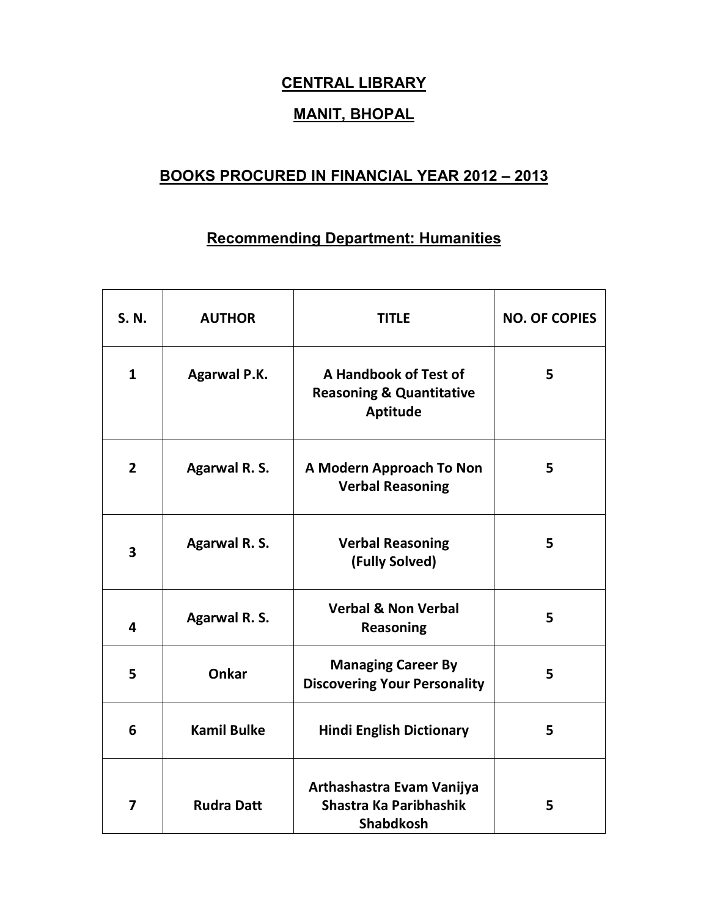# CENTRAL LIBRARY

## MANIT, BHOPAL

## BOOKS PROCURED IN FINANCIAL YEAR 2012 – 2013

### Recommending Department: Humanities

| S. N. | AUTHOR | TITLE | NO. OF COPIES |
|---|---|---|---|
| 1 | Agarwal P.K. | A Handbook of Test of Reasoning & Quantitative Aptitude | 5 |
| 2 | Agarwal R. S. | A Modern Approach To Non Verbal Reasoning | 5 |
| 3 | Agarwal R. S. | Verbal Reasoning (Fully Solved) | 5 |
| 4 | Agarwal R. S. | Verbal & Non Verbal Reasoning | 5 |
| 5 | Onkar | Managing Career By Discovering Your Personality | 5 |
| 6 | Kamil Bulke | Hindi English Dictionary | 5 |
| 7 | Rudra Datt | Arthashastra Evam Vanijya Shastra Ka Paribhashik Shabdkosh | 5 |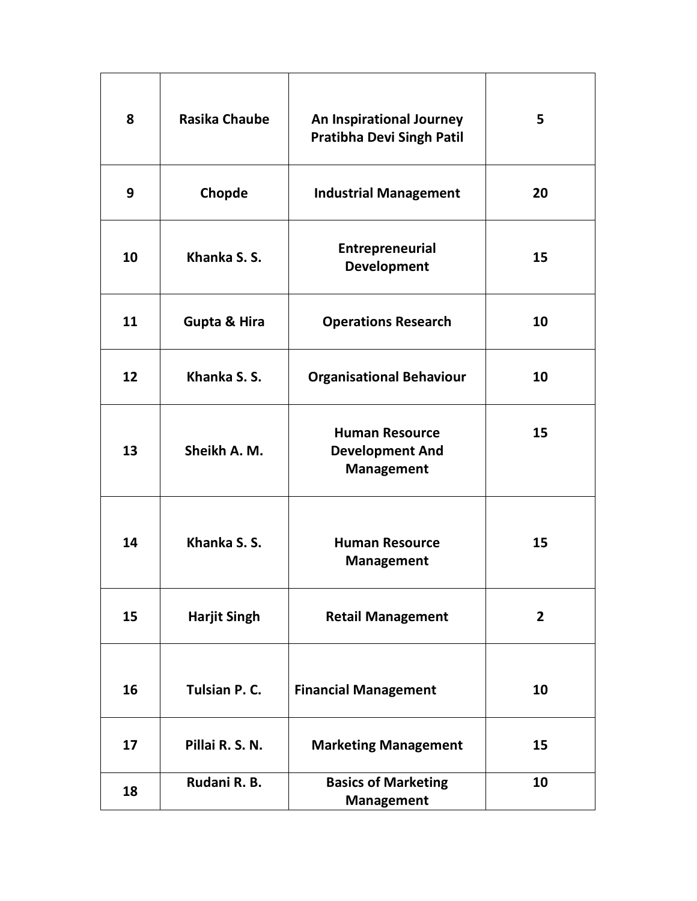| | | | |
|---|---|---|---|
| **8** | **Rasika Chaube** | **An Inspirational Journey Pratibha Devi Singh Patil** | **5** |
| **9** | **Chopde** | **Industrial Management** | **20** |
| **10** | **Khanka S. S.** | **Entrepreneurial Development** | **15** |
| **11** | **Gupta & Hira** | **Operations Research** | **10** |
| **12** | **Khanka S. S.** | **Organisational Behaviour** | **10** |
| **13** | **Sheikh A. M.** | **Human Resource Development And Management** | **15** |
| **14** | **Khanka S. S.** | **Human Resource Management** | **15** |
| **15** | **Harjit Singh** | **Retail Management** | **2** |
| **16** | **Tulsian P. C.** | **Financial Management** | **10** |
| **17** | **Pillai R. S. N.** | **Marketing Management** | **15** |
| **18** | **Rudani R. B.** | **Basics of Marketing Management** | **10** |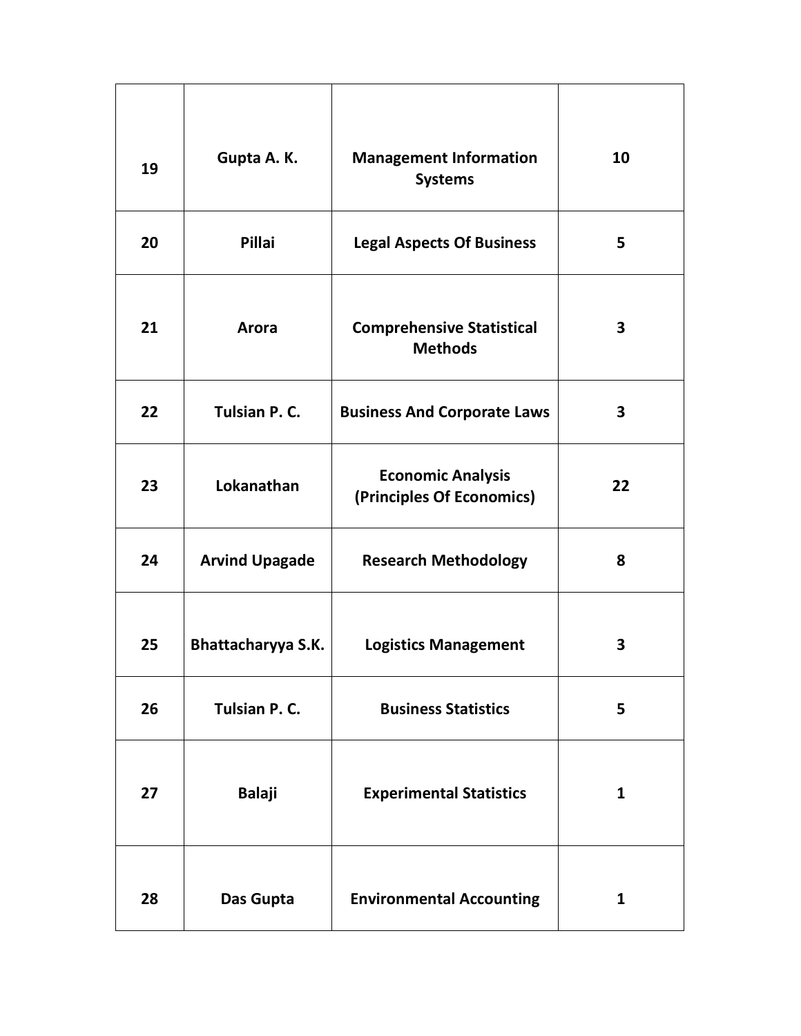| | | | |
|---|---|---|---|
| 19 | Gupta A. K. | Management Information Systems | 10 |
| 20 | Pillai | Legal Aspects Of Business | 5 |
| 21 | Arora | Comprehensive Statistical Methods | 3 |
| 22 | Tulsian P. C. | Business And Corporate Laws | 3 |
| 23 | Lokanathan | Economic Analysis (Principles Of Economics) | 22 |
| 24 | Arvind Upagade | Research Methodology | 8 |
| 25 | Bhattacharyya S.K. | Logistics Management | 3 |
| 26 | Tulsian P. C. | Business Statistics | 5 |
| 27 | Balaji | Experimental Statistics | 1 |
| 28 | Das Gupta | Environmental Accounting | 1 |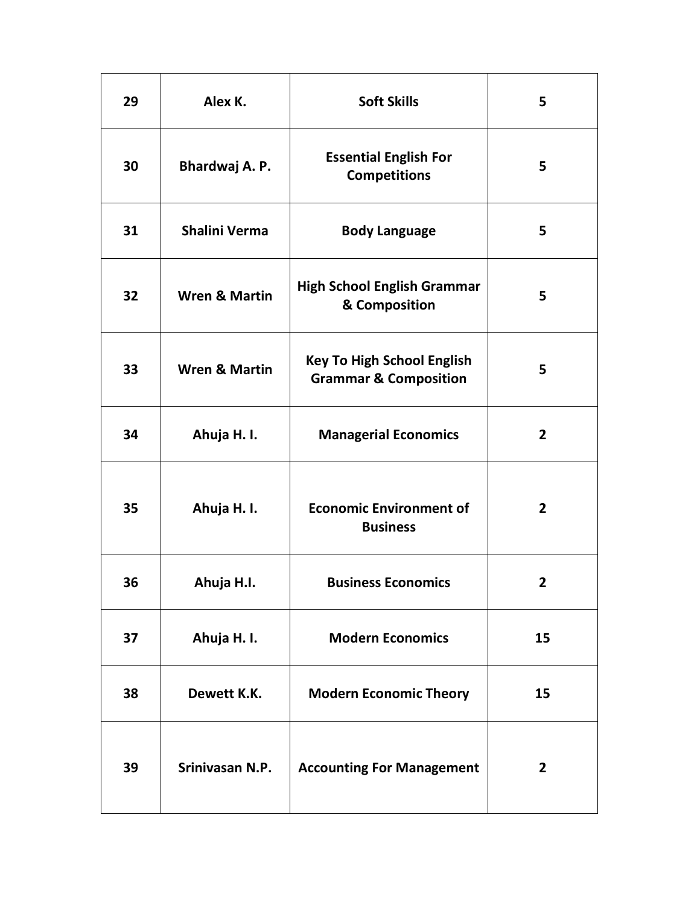| | | | |
|---|---|---|---|
| **29** | **Alex K.** | **Soft Skills** | **5** |
| **30** | **Bhardwaj A. P.** | **Essential English For Competitions** | **5** |
| **31** | **Shalini Verma** | **Body Language** | **5** |
| **32** | **Wren & Martin** | **High School English Grammar & Composition** | **5** |
| **33** | **Wren & Martin** | **Key To High School English Grammar & Composition** | **5** |
| **34** | **Ahuja H. I.** | **Managerial Economics** | **2** |
| **35** | **Ahuja H. I.** | **Economic Environment of Business** | **2** |
| **36** | **Ahuja H.I.** | **Business Economics** | **2** |
| **37** | **Ahuja H. I.** | **Modern Economics** | **15** |
| **38** | **Dewett K.K.** | **Modern Economic Theory** | **15** |
| **39** | **Srinivasan N.P.** | **Accounting For Management** | **2** |